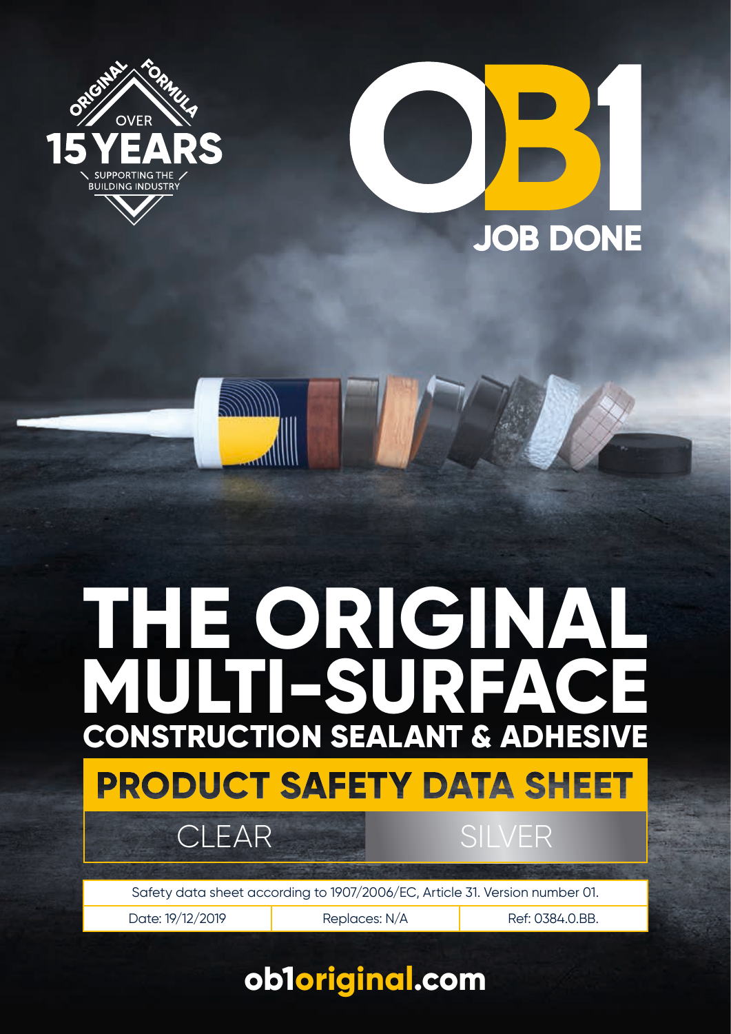ORIGINAL FORMULA

OVER

15 YEARS

SUPPORTING THE BUILDING INDUSTRY

OB1

JOB DONE

# THE ORIGINAL MULTI-SURFACE

## CONSTRUCTION SEALANT & ADHESIVE

## PRODUCT SAFETY DATA SHEET

| CLEAR | SILVER |
| --- | --- |

| Safety data sheet according to 1907/2006/EC, Article 31. Version number 01. | | |
| --- | --- | --- |
| Date: 19/12/2019 | Replaces: N/A | Ref: 0384.0.BB. |

ob1original.com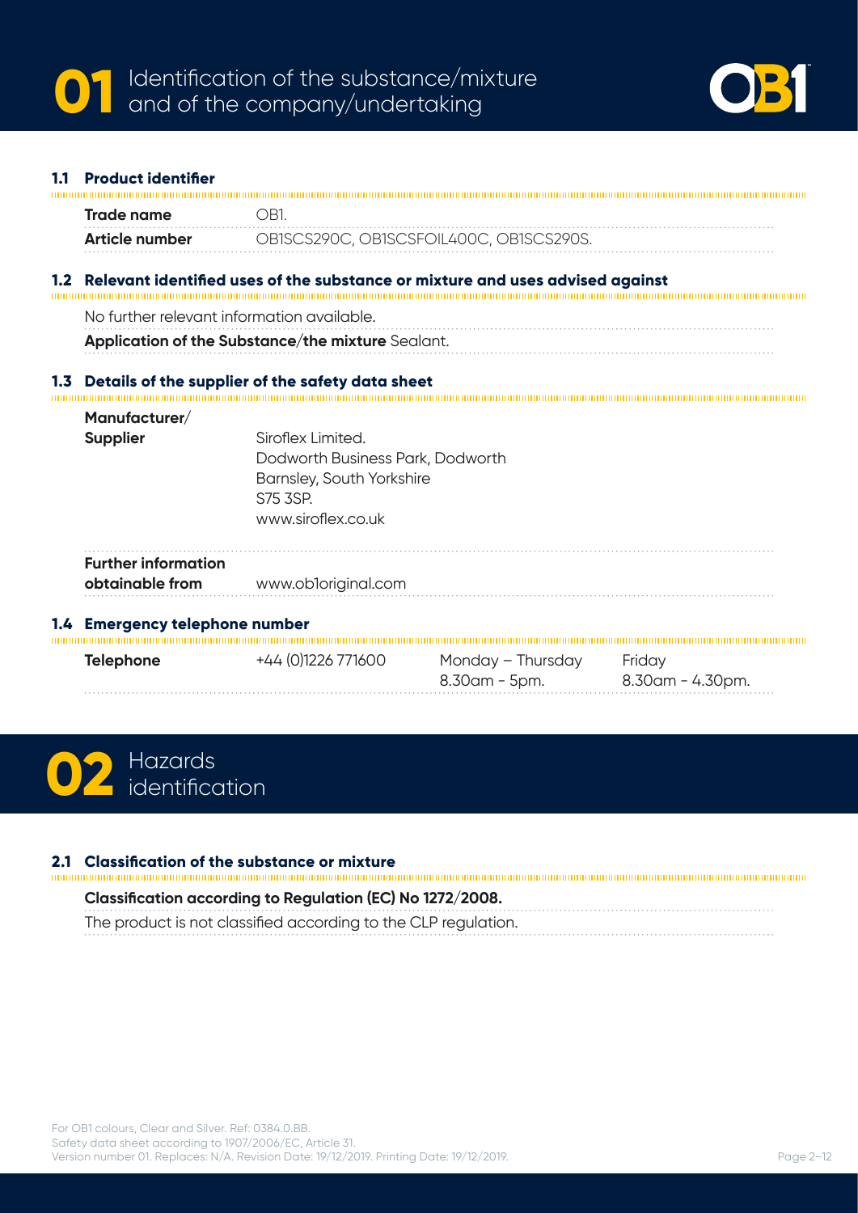# 01 Identification of the substance/mixture and of the company/undertaking

## 1.1 Product identifier

| | |
|---|---|
| **Trade name** | OB1. |
| **Article number** | OB1SCS290C, OB1SCSFOIL400C, OB1SCS290S. |

## 1.2 Relevant identified uses of the substance or mixture and uses advised against

No further relevant information available.

**Application of the Substance/the mixture** Sealant.

## 1.3 Details of the supplier of the safety data sheet

| | |
|---|---|
| **Manufacturer/ Supplier** | Siroflex Limited.<br>Dodworth Business Park, Dodworth<br>Barnsley, South Yorkshire<br>S75 3SP.<br>www.siroflex.co.uk |
| **Further information obtainable from** | www.ob1original.com |

## 1.4 Emergency telephone number

| | | | |
|---|---|---|---|
| **Telephone** | +44 (0)1226 771600 | Monday – Thursday<br>8.30am - 5pm. | Friday<br>8.30am - 4.30pm. |

# 02 Hazards identification

## 2.1 Classification of the substance or mixture

**Classification according to Regulation (EC) No 1272/2008.**

The product is not classified according to the CLP regulation.

For OB1 colours, Clear and Silver. Ref: 0384.0.BB.
Safety data sheet according to 1907/2006/EC, Article 31.
Version number 01. Replaces: N/A. Revision Date: 19/12/2019. Printing Date: 19/12/2019.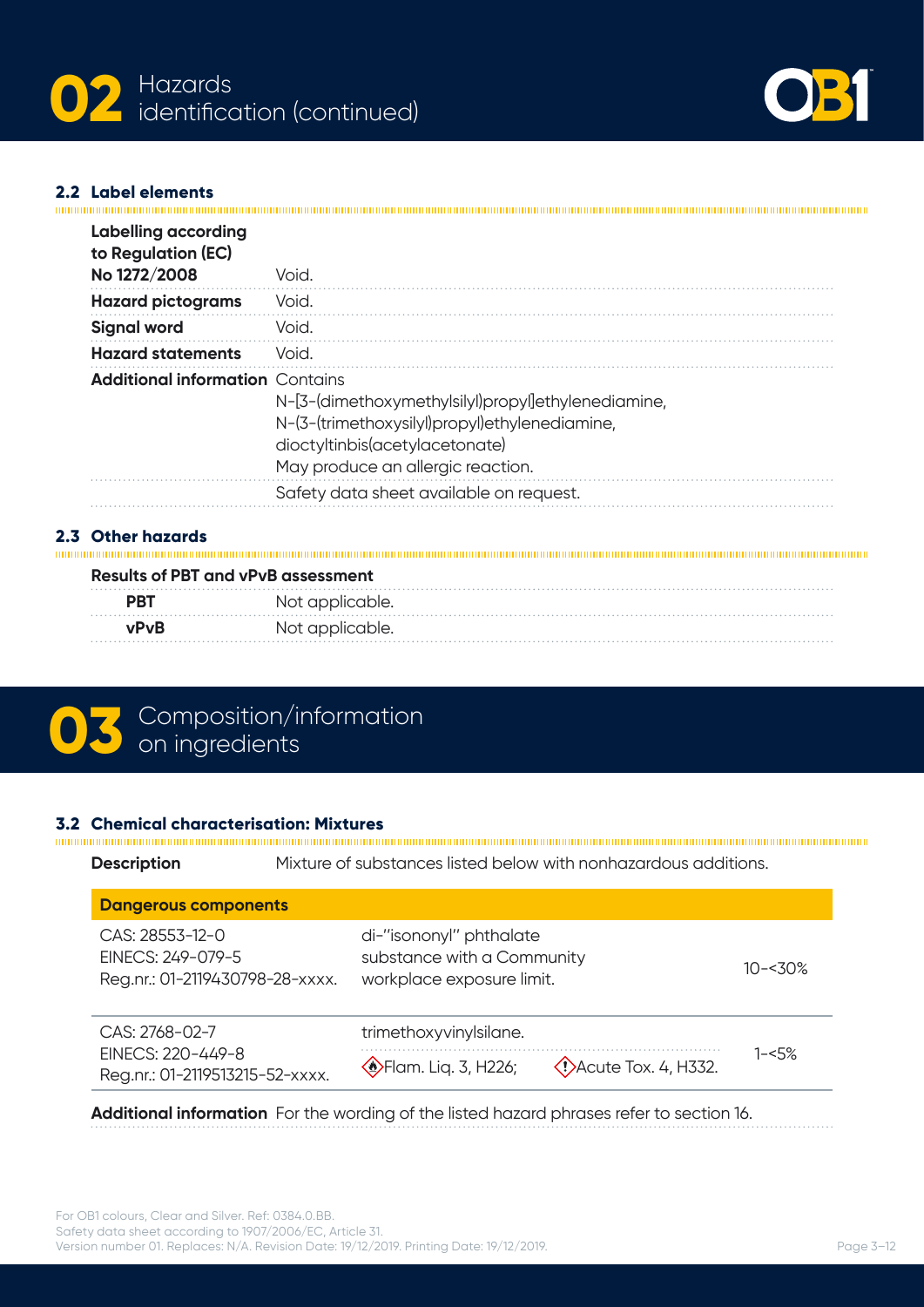# 02 Hazards identification (continued)

### 2.2 Label elements

| | |
|---|---|
| **Labelling according to Regulation (EC) No 1272/2008** | Void. |
| **Hazard pictograms** | Void. |
| **Signal word** | Void. |
| **Hazard statements** | Void. |
| **Additional information** | Contains N-[3-(dimethoxymethylsilyl)propyl]ethylenediamine, N-(3-(trimethoxysilyl)propyl)ethylenediamine, dioctyltinbis(acetylacetonate) May produce an allergic reaction. |
| | Safety data sheet available on request. |

### 2.3 Other hazards

| **Results of PBT and vPvB assessment** | |
|---|---|
| **PBT** | Not applicable. |
| **vPvB** | Not applicable. |

# 03 Composition/information on ingredients

### 3.2 Chemical characterisation: Mixtures

**Description** Mixture of substances listed below with nonhazardous additions.

| **Dangerous components** | | |
|---|---|---|
| CAS: 28553-12-0<br>EINECS: 249-079-5<br>Reg.nr.: 01-2119430798-28-xxxx. | di-"isononyl" phthalate substance with a Community workplace exposure limit. | 10-<30% |
| CAS: 2768-02-7<br>EINECS: 220-449-8<br>Reg.nr.: 01-2119513215-52-xxxx. | trimethoxyvinylsilane.<br>Flam. Liq. 3, H226; Acute Tox. 4, H332. | 1-<5% |

**Additional information** For the wording of the listed hazard phrases refer to section 16.

For OB1 colours, Clear and Silver. Ref: 0384.0.BB.
Safety data sheet according to 1907/2006/EC, Article 31.
Version number 01. Replaces: N/A. Revision Date: 19/12/2019. Printing Date: 19/12/2019.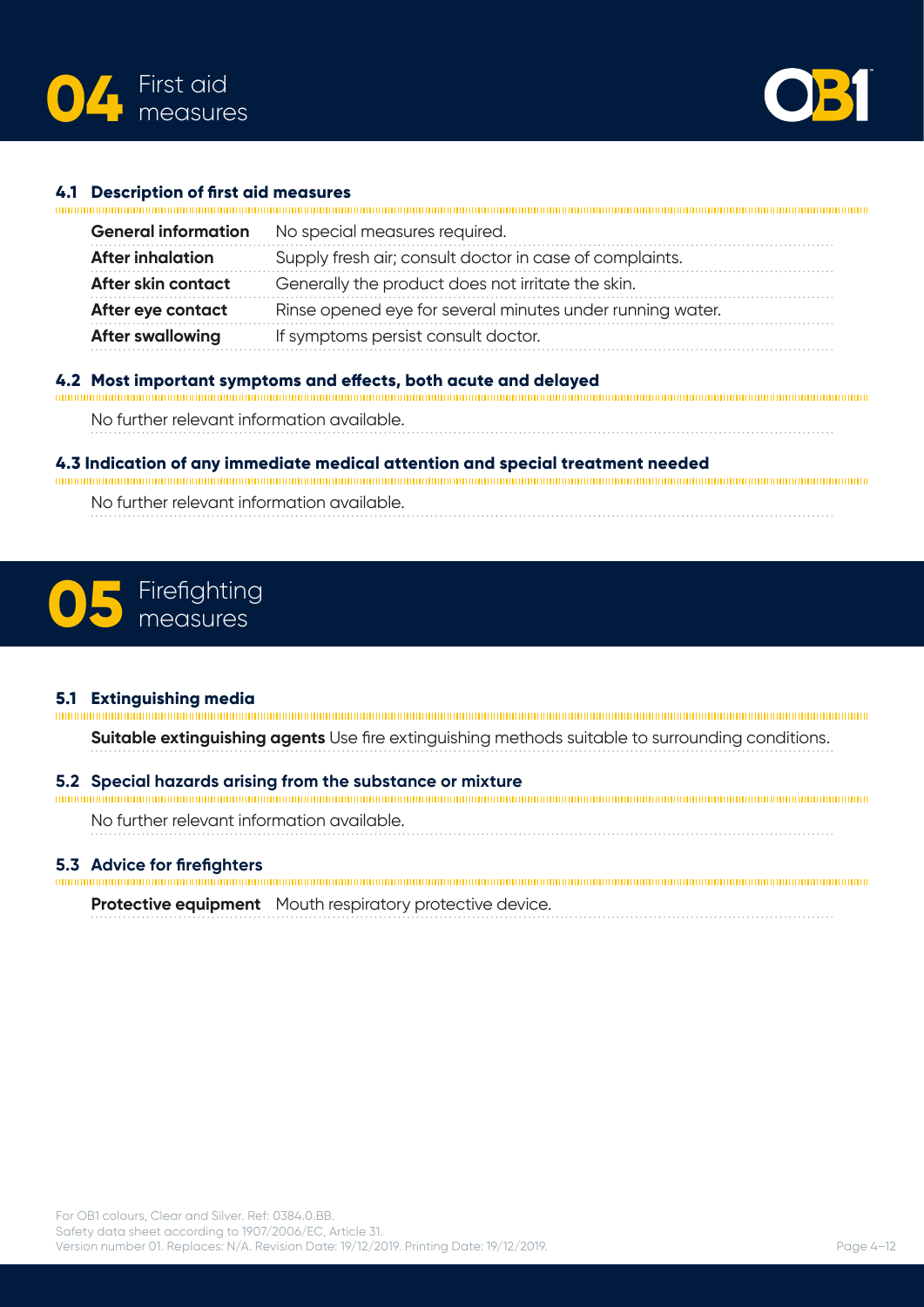# 04 First aid measures

### 4.1 Description of first aid measures

| | |
|---|---|
| **General information** | No special measures required. |
| **After inhalation** | Supply fresh air; consult doctor in case of complaints. |
| **After skin contact** | Generally the product does not irritate the skin. |
| **After eye contact** | Rinse opened eye for several minutes under running water. |
| **After swallowing** | If symptoms persist consult doctor. |

### 4.2 Most important symptoms and effects, both acute and delayed

No further relevant information available.

### 4.3 Indication of any immediate medical attention and special treatment needed

No further relevant information available.

# 05 Firefighting measures

### 5.1 Extinguishing media

**Suitable extinguishing agents** Use fire extinguishing methods suitable to surrounding conditions.

### 5.2 Special hazards arising from the substance or mixture

No further relevant information available.

### 5.3 Advice for firefighters

**Protective equipment** Mouth respiratory protective device.

For OB1 colours, Clear and Silver. Ref: 0384.0.BB.
Safety data sheet according to 1907/2006/EC, Article 31.
Version number 01. Replaces: N/A. Revision Date: 19/12/2019. Printing Date: 19/12/2019.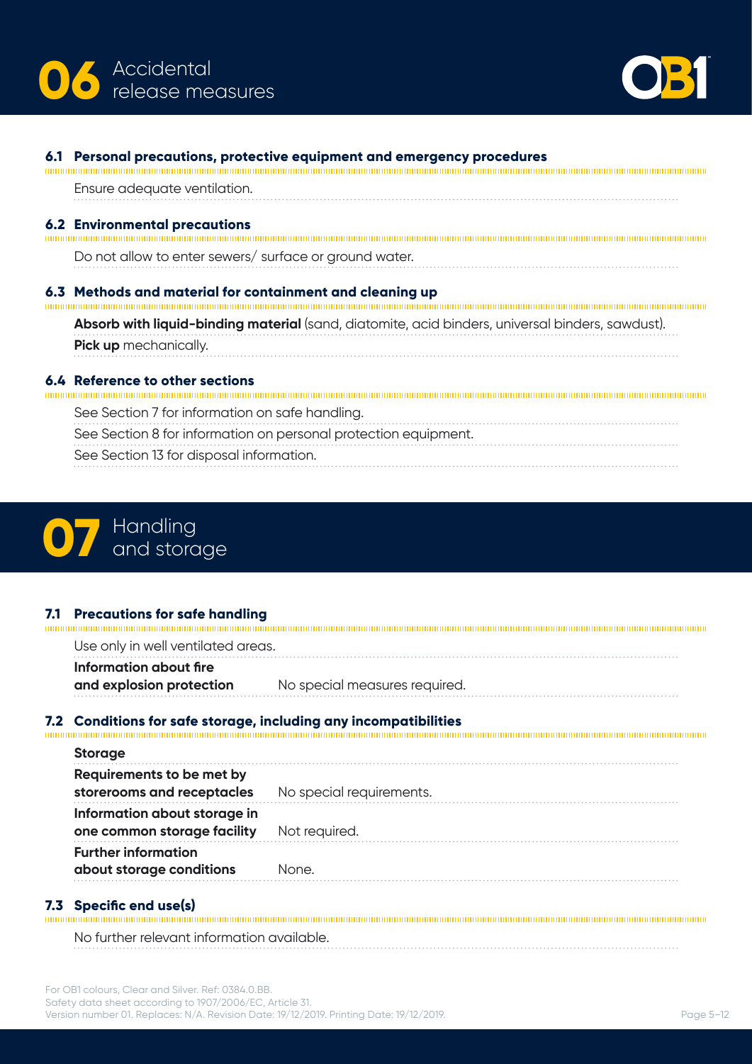# 06 Accidental release measures

## 6.1 Personal precautions, protective equipment and emergency procedures

Ensure adequate ventilation.

## 6.2 Environmental precautions

Do not allow to enter sewers/ surface or ground water.

## 6.3 Methods and material for containment and cleaning up

**Absorb with liquid-binding material** (sand, diatomite, acid binders, universal binders, sawdust).

**Pick up** mechanically.

## 6.4 Reference to other sections

See Section 7 for information on safe handling.

See Section 8 for information on personal protection equipment.

See Section 13 for disposal information.

# 07 Handling and storage

## 7.1 Precautions for safe handling

Use only in well ventilated areas.

| | |
|---|---|
| **Information about fire and explosion protection** | No special measures required. |

## 7.2 Conditions for safe storage, including any incompatibilities

**Storage**

| | |
|---|---|
| **Requirements to be met by storerooms and receptacles** | No special requirements. |
| **Information about storage in one common storage facility** | Not required. |
| **Further information about storage conditions** | None. |

## 7.3 Specific end use(s)

No further relevant information available.

For OB1 colours, Clear and Silver. Ref: 0384.0.BB.
Safety data sheet according to 1907/2006/EC, Article 31.
Version number 01. Replaces: N/A. Revision Date: 19/12/2019. Printing Date: 19/12/2019.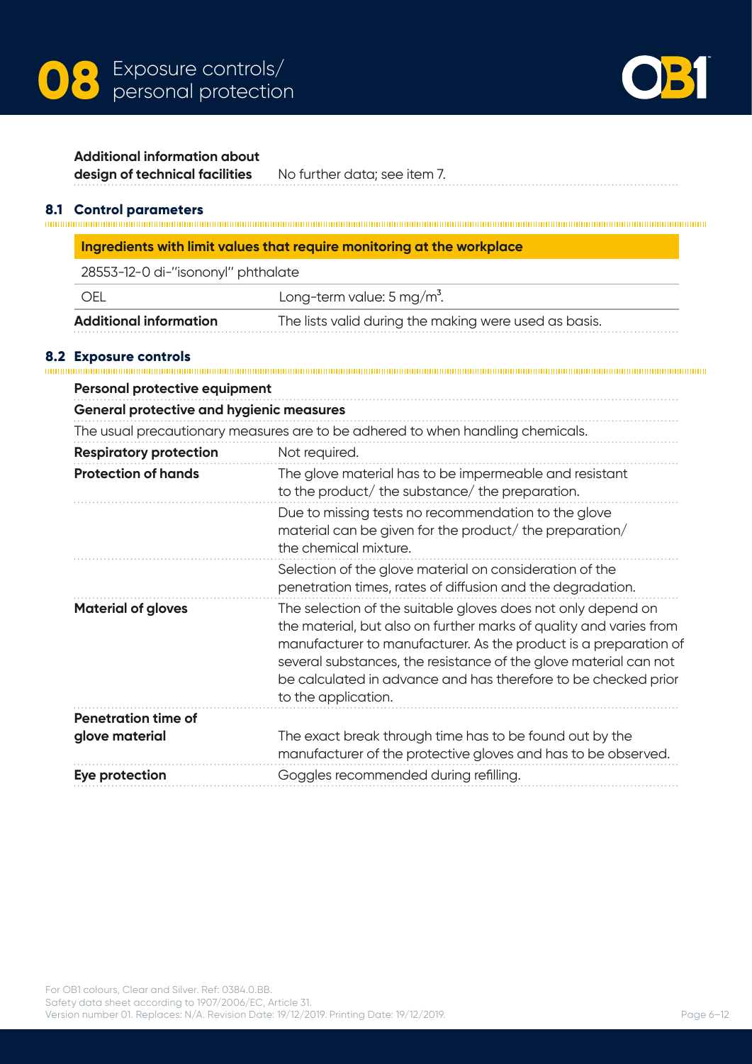# 08 Exposure controls/ personal protection

| | |
|---|---|
| **Additional information about design of technical facilities** | No further data; see item 7. |

## 8.1 Control parameters

| **Ingredients with limit values that require monitoring at the workplace** | |
|---|---|
| 28553-12-0 di-"isononyl" phthalate | |
| OEL | Long-term value: 5 mg/m$^3$. |
| **Additional information** | The lists valid during the making were used as basis. |

## 8.2 Exposure controls

**Personal protective equipment**

**General protective and hygienic measures**

The usual precautionary measures are to be adhered to when handling chemicals.

| | |
|---|---|
| **Respiratory protection** | Not required. |
| **Protection of hands** | The glove material has to be impermeable and resistant to the product/ the substance/ the preparation. |
| | Due to missing tests no recommendation to the glove material can be given for the product/ the preparation/ the chemical mixture. |
| | Selection of the glove material on consideration of the penetration times, rates of diffusion and the degradation. |
| **Material of gloves** | The selection of the suitable gloves does not only depend on the material, but also on further marks of quality and varies from manufacturer to manufacturer. As the product is a preparation of several substances, the resistance of the glove material can not be calculated in advance and has therefore to be checked prior to the application. |
| **Penetration time of glove material** | The exact break through time has to be found out by the manufacturer of the protective gloves and has to be observed. |
| **Eye protection** | Goggles recommended during refilling. |

For OB1 colours, Clear and Silver. Ref: 0384.0.BB.
Safety data sheet according to 1907/2006/EC, Article 31.
Version number 01. Replaces: N/A. Revision Date: 19/12/2019. Printing Date: 19/12/2019.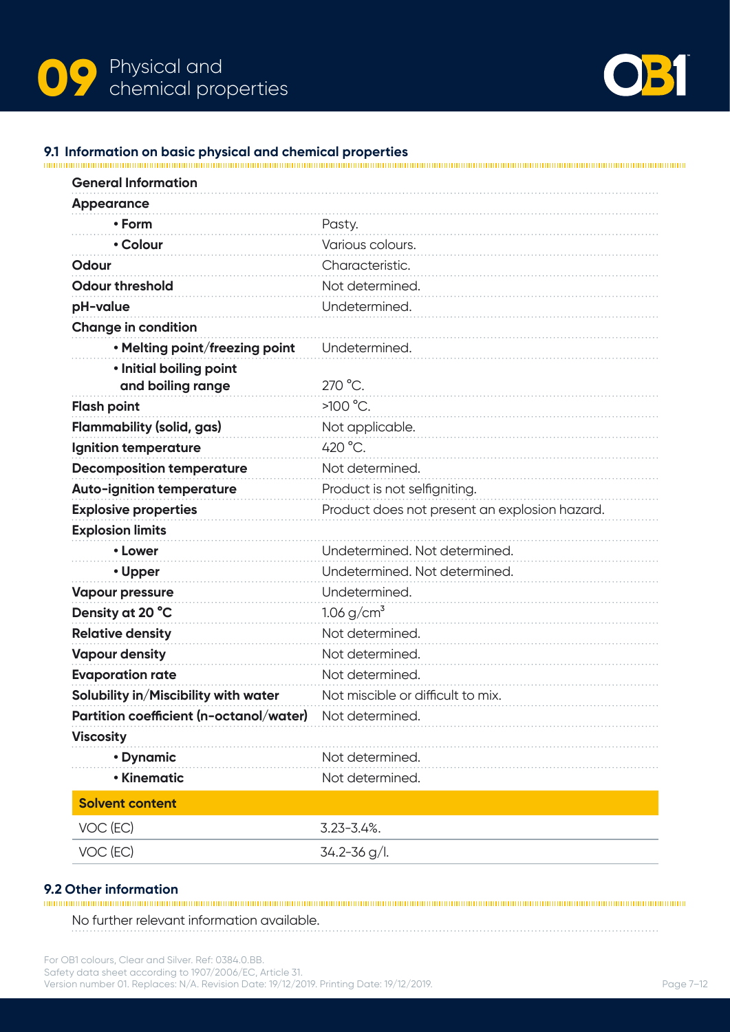# 09 Physical and chemical properties

## 9.1 Information on basic physical and chemical properties

| | |
|---|---|
| **General Information** | |
| **Appearance** | |
| • **Form** | Pasty. |
| • **Colour** | Various colours. |
| **Odour** | Characteristic. |
| **Odour threshold** | Not determined. |
| **pH-value** | Undetermined. |
| **Change in condition** | |
| • **Melting point/freezing point** | Undetermined. |
| • **Initial boiling point and boiling range** | 270 °C. |
| **Flash point** | >100 °C. |
| **Flammability (solid, gas)** | Not applicable. |
| **Ignition temperature** | 420 °C. |
| **Decomposition temperature** | Not determined. |
| **Auto-ignition temperature** | Product is not selfigniting. |
| **Explosive properties** | Product does not present an explosion hazard. |
| **Explosion limits** | |
| • **Lower** | Undetermined. Not determined. |
| • **Upper** | Undetermined. Not determined. |
| **Vapour pressure** | Undetermined. |
| **Density at 20 °C** | 1.06 g/cm³ |
| **Relative density** | Not determined. |
| **Vapour density** | Not determined. |
| **Evaporation rate** | Not determined. |
| **Solubility in/Miscibility with water** | Not miscible or difficult to mix. |
| **Partition coefficient (n-octanol/water)** | Not determined. |
| **Viscosity** | |
| • **Dynamic** | Not determined. |
| • **Kinematic** | Not determined. |

| **Solvent content** | |
|---|---|
| VOC (EC) | 3.23–3.4%. |
| VOC (EC) | 34.2–36 g/l. |

## 9.2 Other information

No further relevant information available.

For OB1 colours, Clear and Silver. Ref: 0384.0.BB.
Safety data sheet according to 1907/2006/EC, Article 31.
Version number 01. Replaces: N/A. Revision Date: 19/12/2019. Printing Date: 19/12/2019.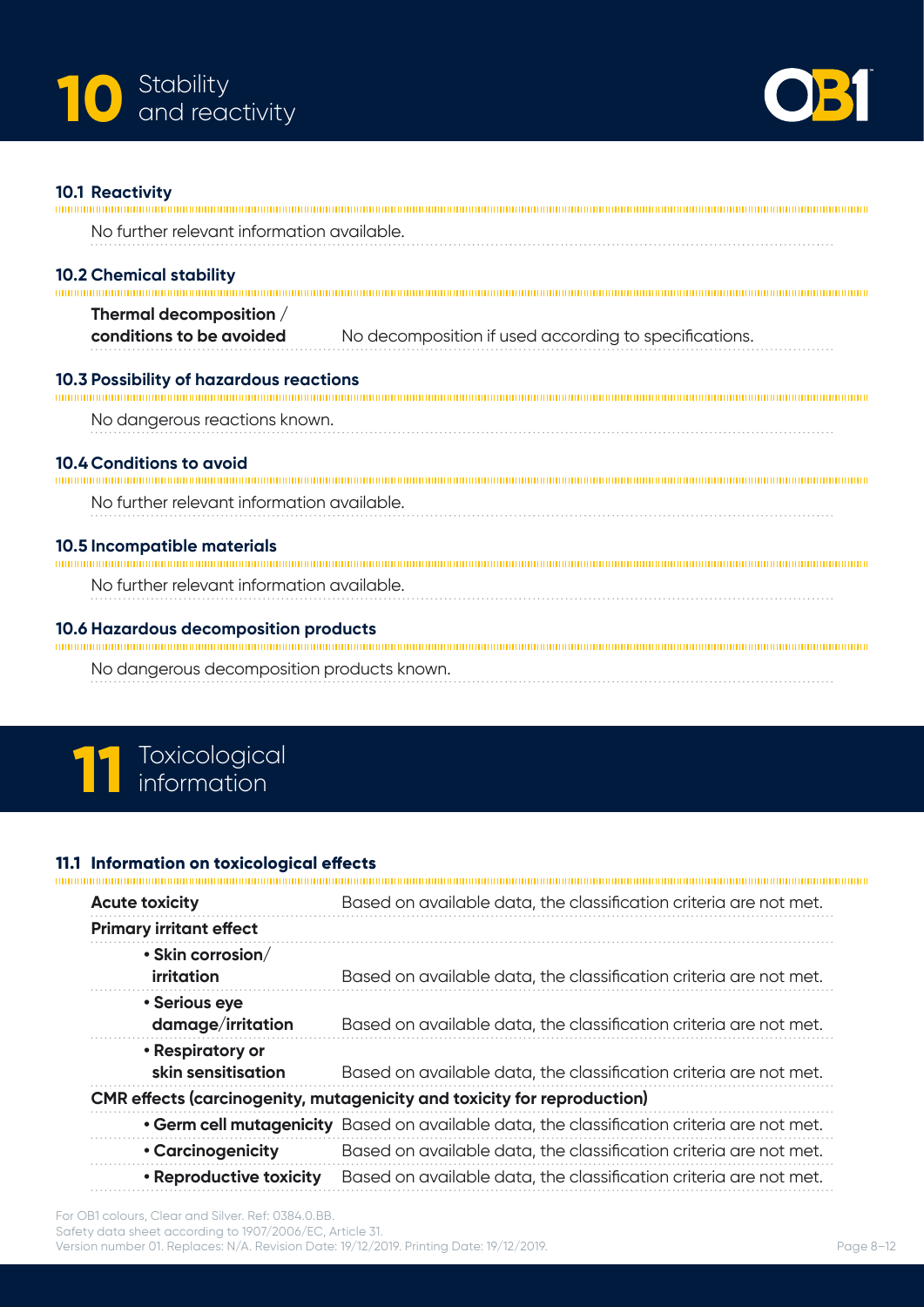# 10 Stability and reactivity

### 10.1 Reactivity

No further relevant information available.

### 10.2 Chemical stability

| | |
|---|---|
| **Thermal decomposition / conditions to be avoided** | No decomposition if used according to specifications. |

### 10.3 Possibility of hazardous reactions

No dangerous reactions known.

### 10.4 Conditions to avoid

No further relevant information available.

### 10.5 Incompatible materials

No further relevant information available.

### 10.6 Hazardous decomposition products

No dangerous decomposition products known.

# 11 Toxicological information

### 11.1 Information on toxicological effects

| | |
|---|---|
| **Acute toxicity** | Based on available data, the classification criteria are not met. |
| **Primary irritant effect** | |
| • **Skin corrosion/ irritation** | Based on available data, the classification criteria are not met. |
| • **Serious eye damage/irritation** | Based on available data, the classification criteria are not met. |
| • **Respiratory or skin sensitisation** | Based on available data, the classification criteria are not met. |
| **CMR effects (carcinogenity, mutagenicity and toxicity for reproduction)** | |
| • **Germ cell mutagenicity** | Based on available data, the classification criteria are not met. |
| • **Carcinogenicity** | Based on available data, the classification criteria are not met. |
| • **Reproductive toxicity** | Based on available data, the classification criteria are not met. |

For OB1 colours, Clear and Silver. Ref: 0384.0.BB.
Safety data sheet according to 1907/2006/EC, Article 31.
Version number 01. Replaces: N/A. Revision Date: 19/12/2019. Printing Date: 19/12/2019.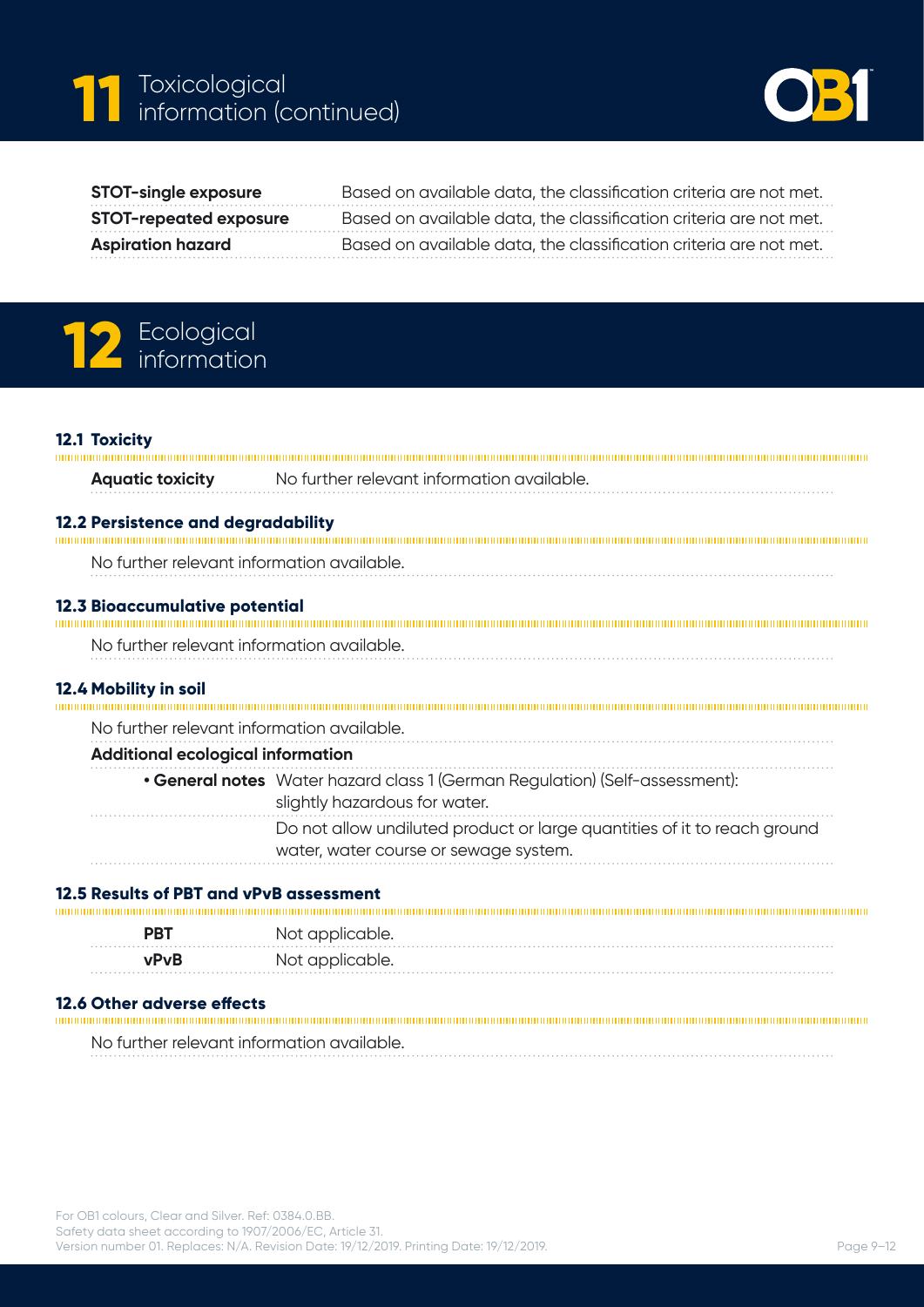## 11 Toxicological information (continued)

| | |
|---|---|
| **STOT-single exposure** | Based on available data, the classification criteria are not met. |
| **STOT-repeated exposure** | Based on available data, the classification criteria are not met. |
| **Aspiration hazard** | Based on available data, the classification criteria are not met. |

## 12 Ecological information

### 12.1 Toxicity

| | |
|---|---|
| **Aquatic toxicity** | No further relevant information available. |

### 12.2 Persistence and degradability

No further relevant information available.

### 12.3 Bioaccumulative potential

No further relevant information available.

### 12.4 Mobility in soil

No further relevant information available.

**Additional ecological information**

- **General notes** Water hazard class 1 (German Regulation) (Self-assessment): slightly hazardous for water.

  Do not allow undiluted product or large quantities of it to reach ground water, water course or sewage system.

### 12.5 Results of PBT and vPvB assessment

| | |
|---|---|
| **PBT** | Not applicable. |
| **vPvB** | Not applicable. |

### 12.6 Other adverse effects

No further relevant information available.

For OB1 colours, Clear and Silver. Ref: 0384.0.BB.
Safety data sheet according to 1907/2006/EC, Article 31.
Version number 01. Replaces: N/A. Revision Date: 19/12/2019. Printing Date: 19/12/2019.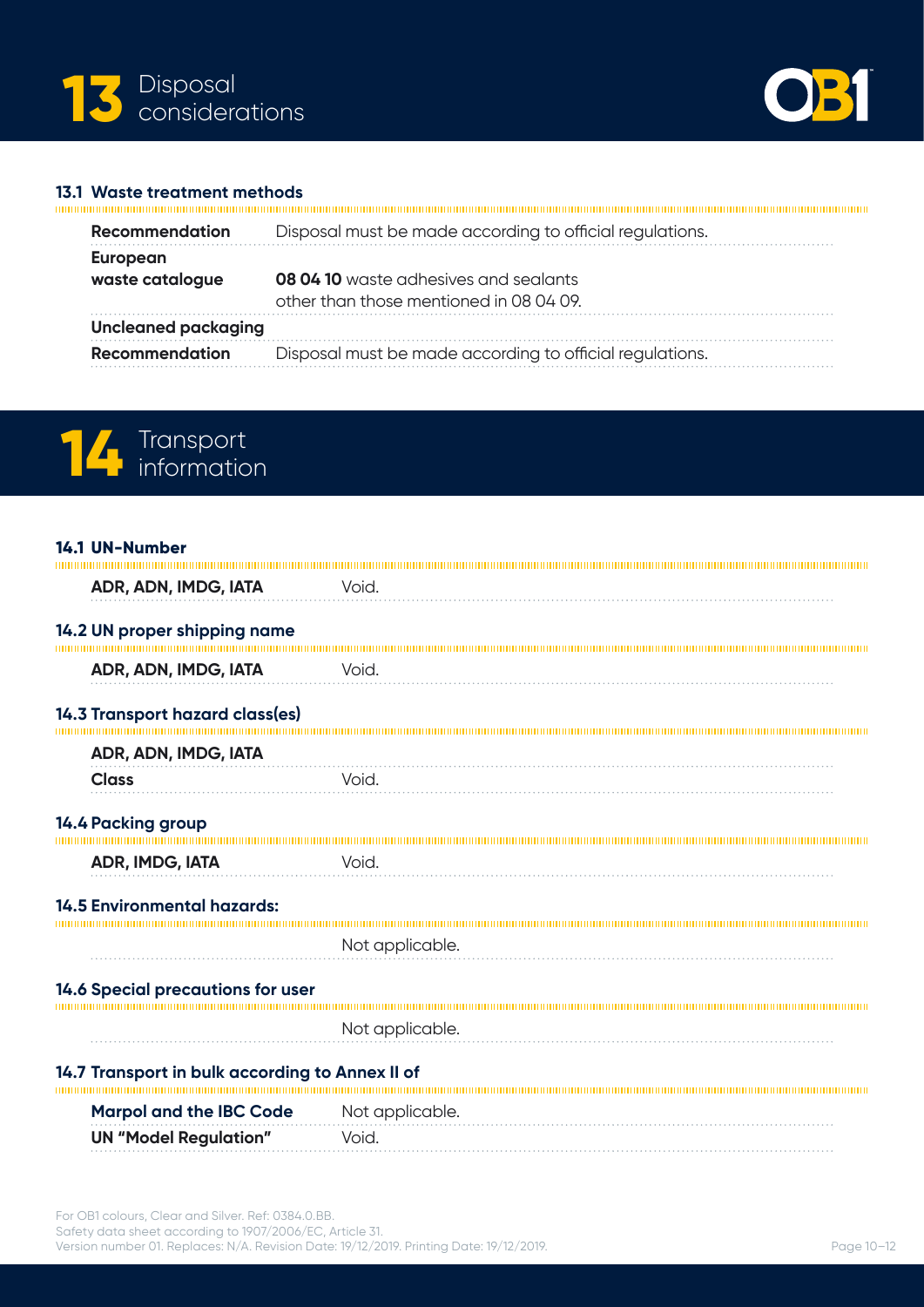# 13 Disposal considerations

### 13.1 Waste treatment methods

| | |
|---|---|
| **Recommendation** | Disposal must be made according to official regulations. |
| **European waste catalogue** | **08 04 10** waste adhesives and sealants other than those mentioned in 08 04 09. |
| **Uncleaned packaging** | |
| **Recommendation** | Disposal must be made according to official regulations. |

# 14 Transport information

### 14.1 UN-Number

| | |
|---|---|
| **ADR, ADN, IMDG, IATA** | Void. |

### 14.2 UN proper shipping name

| | |
|---|---|
| **ADR, ADN, IMDG, IATA** | Void. |

### 14.3 Transport hazard class(es)

| | |
|---|---|
| **ADR, ADN, IMDG, IATA** | |
| **Class** | Void. |

### 14.4 Packing group

| | |
|---|---|
| **ADR, IMDG, IATA** | Void. |

### 14.5 Environmental hazards:

Not applicable.

### 14.6 Special precautions for user

Not applicable.

### 14.7 Transport in bulk according to Annex II of

| | |
|---|---|
| **Marpol and the IBC Code** | Not applicable. |
| **UN "Model Regulation"** | Void. |

For OB1 colours, Clear and Silver. Ref: 0384.0.BB.
Safety data sheet according to 1907/2006/EC, Article 31.
Version number 01. Replaces: N/A. Revision Date: 19/12/2019. Printing Date: 19/12/2019.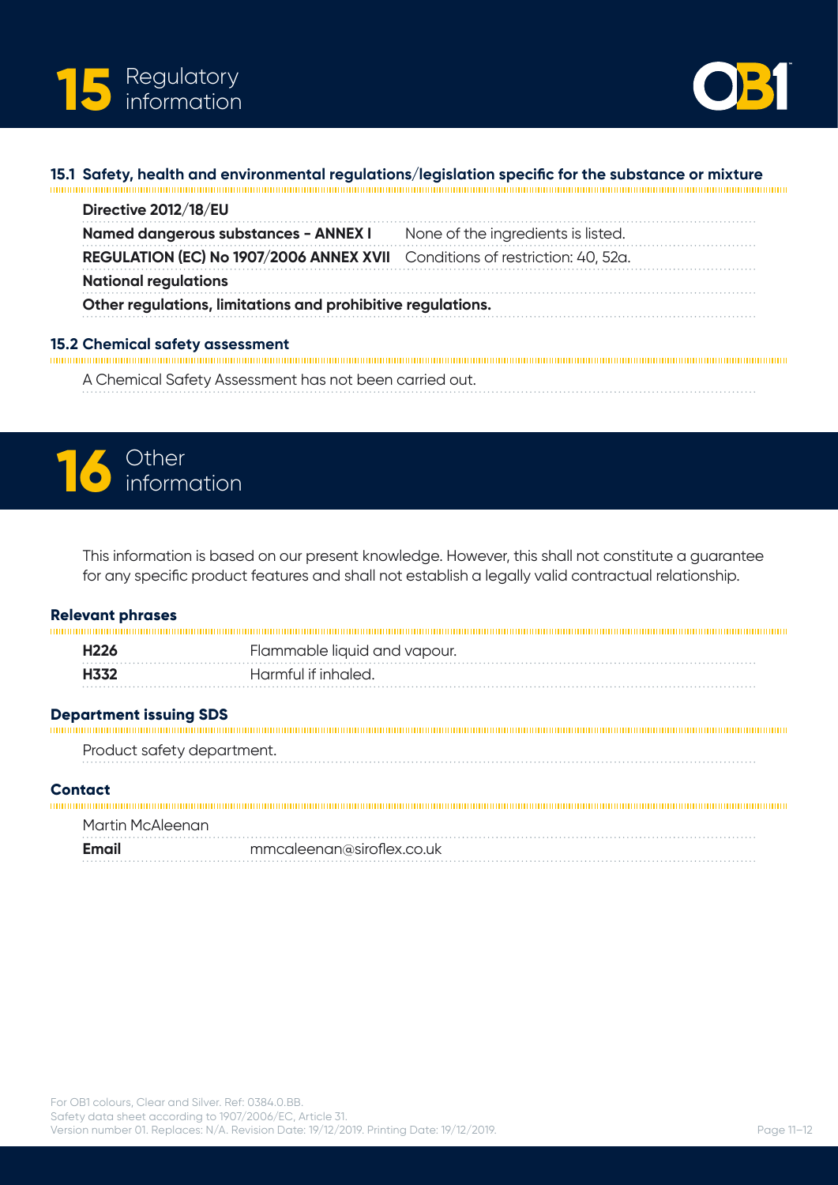# 15 Regulatory information

### 15.1 Safety, health and environmental regulations/legislation specific for the substance or mixture

**Directive 2012/18/EU**

| | |
|---|---|
| **Named dangerous substances - ANNEX I** | None of the ingredients is listed. |
| **REGULATION (EC) No 1907/2006 ANNEX XVII** | Conditions of restriction: 40, 52a. |

**National regulations**

**Other regulations, limitations and prohibitive regulations.**

### 15.2 Chemical safety assessment

A Chemical Safety Assessment has not been carried out.

# 16 Other information

This information is based on our present knowledge. However, this shall not constitute a guarantee for any specific product features and shall not establish a legally valid contractual relationship.

### Relevant phrases

| | |
|---|---|
| **H226** | Flammable liquid and vapour. |
| **H332** | Harmful if inhaled. |

### Department issuing SDS

Product safety department.

### Contact

Martin McAleenan

**Email** mmcaleenan@siroflex.co.uk

For OB1 colours, Clear and Silver. Ref: 0384.0.BB.
Safety data sheet according to 1907/2006/EC, Article 31.
Version number 01. Replaces: N/A. Revision Date: 19/12/2019. Printing Date: 19/12/2019.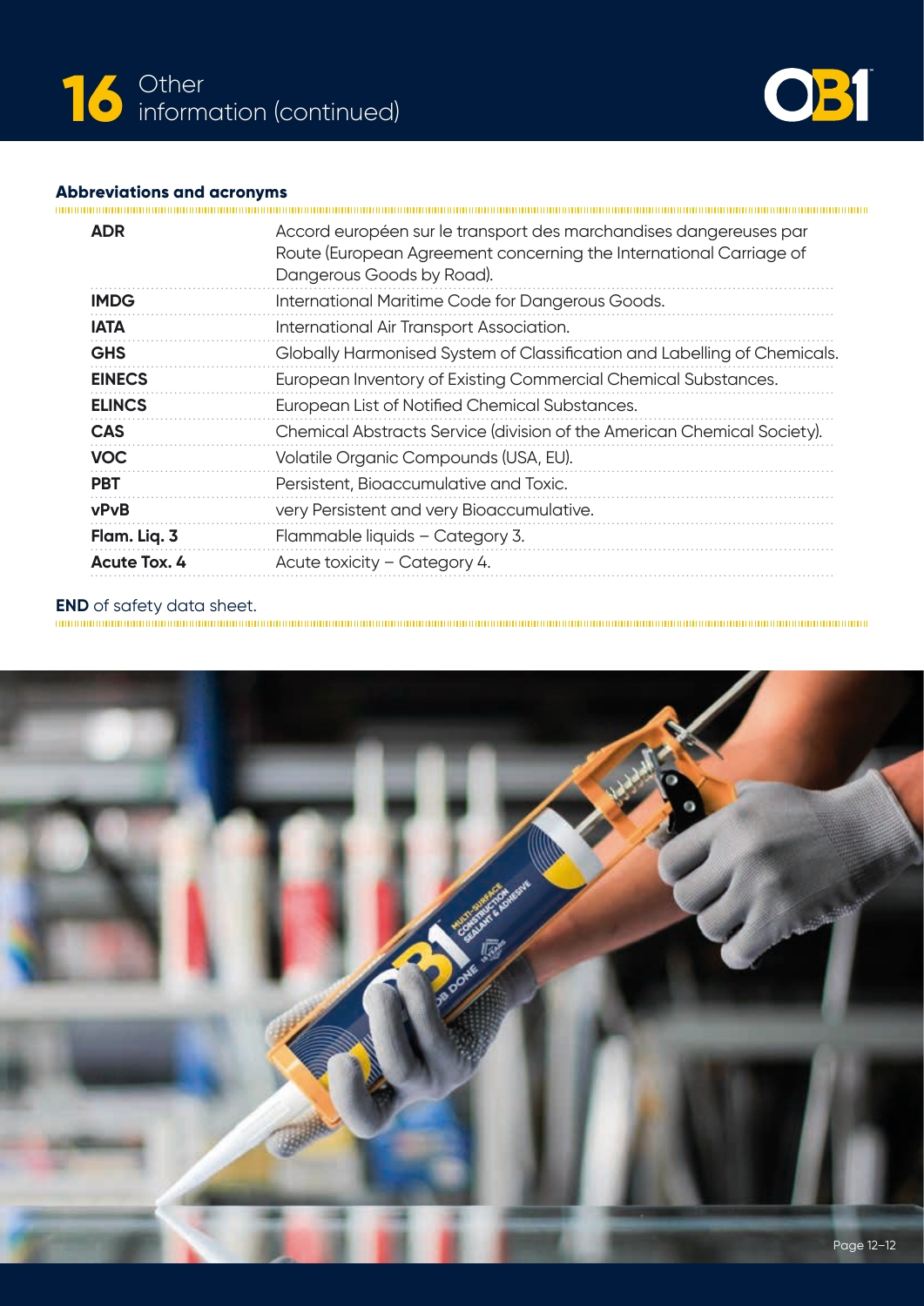# 16 Other information (continued)

### Abbreviations and acronyms

| | |
|---|---|
| **ADR** | Accord européen sur le transport des marchandises dangereuses par Route (European Agreement concerning the International Carriage of Dangerous Goods by Road). |
| **IMDG** | International Maritime Code for Dangerous Goods. |
| **IATA** | International Air Transport Association. |
| **GHS** | Globally Harmonised System of Classification and Labelling of Chemicals. |
| **EINECS** | European Inventory of Existing Commercial Chemical Substances. |
| **ELINCS** | European List of Notified Chemical Substances. |
| **CAS** | Chemical Abstracts Service (division of the American Chemical Society). |
| **VOC** | Volatile Organic Compounds (USA, EU). |
| **PBT** | Persistent, Bioaccumulative and Toxic. |
| **vPvB** | very Persistent and very Bioaccumulative. |
| **Flam. Liq. 3** | Flammable liquids – Category 3. |
| **Acute Tox. 4** | Acute toxicity – Category 4. |

**END** of safety data sheet.